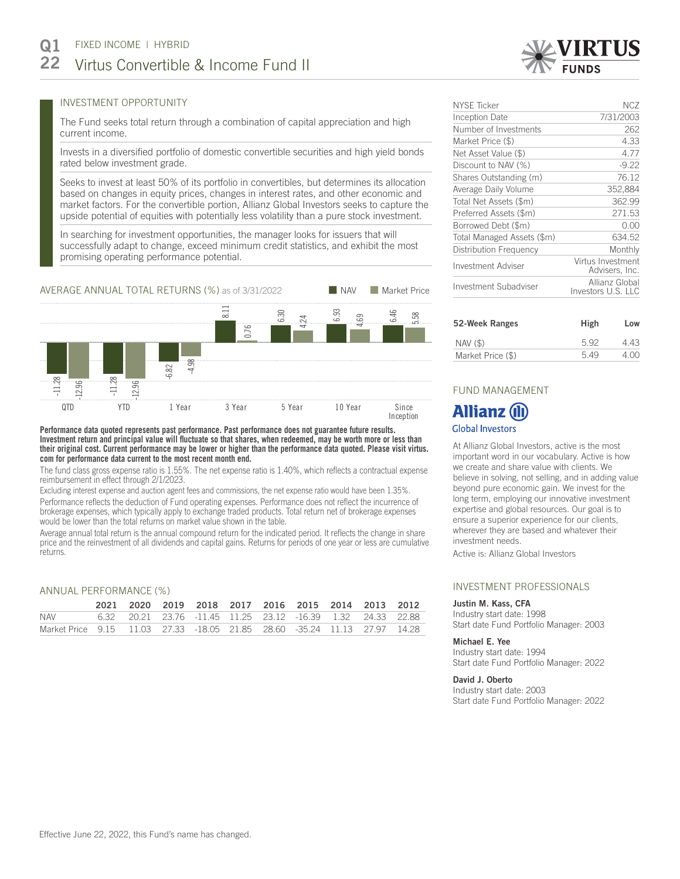# Q1 22 FIXED INCOME | HYBRID

# Virtus Convertible & Income Fund II

## INVESTMENT OPPORTUNITY

The Fund seeks total return through a combination of capital appreciation and high current income.

Invests in a diversified portfolio of domestic convertible securities and high yield bonds rated below investment grade.

Seeks to invest at least 50% of its portfolio in convertibles, but determines its allocation based on changes in equity prices, changes in interest rates, and other economic and market factors. For the convertible portion, Allianz Global Investors seeks to capture the upside potential of equities with potentially less volatility than a pure stock investment.

In searching for investment opportunities, the manager looks for issuers that will successfully adapt to change, exceed minimum credit statistics, and exhibit the most promising operating performance potential.

| | |
|---|---|
| NYSE Ticker | NCZ |
| Inception Date | 7/31/2003 |
| Number of Investments | 262 |
| Market Price ($) | 4.33 |
| Net Asset Value ($) | 4.77 |
| Discount to NAV (%) | -9.22 |
| Shares Outstanding (m) | 76.12 |
| Average Daily Volume | 352,884 |
| Total Net Assets ($m) | 362.99 |
| Preferred Assets ($m) | 271.53 |
| Borrowed Debt ($m) | 0.00 |
| Total Managed Assets ($m) | 634.52 |
| Distribution Frequency | Monthly |
| Investment Adviser | Virtus Investment Advisers, Inc. |
| Investment Subadviser | Allianz Global Investors U.S. LLC |

| 52-Week Ranges | High | Low |
|---|---|---|
| NAV ($) | 5.92 | 4.43 |
| Market Price ($) | 5.49 | 4.00 |

## AVERAGE ANNUAL TOTAL RETURNS (%) as of 3/31/2022

| | QTD | YTD | 1 Year | 3 Year | 5 Year | 10 Year | Since Inception |
|---|---|---|---|---|---|---|---|
| NAV | -11.28 | -11.28 | -6.82 | 8.11 | 6.30 | 6.93 | 6.46 |
| Market Price | -12.96 | -12.96 | -4.98 | 0.76 | 4.24 | 4.69 | 5.58 |

**Performance data quoted represents past performance. Past performance does not guarantee future results. Investment return and principal value will fluctuate so that shares, when redeemed, may be worth more or less than their original cost. Current performance may be lower or higher than the performance data quoted. Please visit virtus.com for performance data current to the most recent month end.**

The fund class gross expense ratio is 1.55%. The net expense ratio is 1.40%, which reflects a contractual expense reimbursement in effect through 2/1/2023.

Excluding interest expense and auction agent fees and commissions, the net expense ratio would have been 1.35%.

Performance reflects the deduction of Fund operating expenses. Performance does not reflect the incurrence of brokerage expenses, which typically apply to exchange traded products. Total return net of brokerage expenses would be lower than the total returns on market value shown in the table.

Average annual total return is the annual compound return for the indicated period. It reflects the change in share price and the reinvestment of all dividends and capital gains. Returns for periods of one year or less are cumulative returns.

## ANNUAL PERFORMANCE (%)

| | 2021 | 2020 | 2019 | 2018 | 2017 | 2016 | 2015 | 2014 | 2013 | 2012 |
|---|---|---|---|---|---|---|---|---|---|---|
| NAV | 6.32 | 20.21 | 23.76 | -11.45 | 11.25 | 23.12 | -16.39 | 1.32 | 24.33 | 22.88 |
| Market Price | 9.15 | 11.03 | 27.33 | -18.05 | 21.85 | 28.60 | -35.24 | 11.13 | 27.97 | 14.28 |

## FUND MANAGEMENT

Allianz Global Investors

At Allianz Global Investors, active is the most important word in our vocabulary. Active is how we create and share value with clients. We believe in solving, not selling, and in adding value beyond pure economic gain. We invest for the long term, employing our innovative investment expertise and global resources. Our goal is to ensure a superior experience for our clients, wherever they are based and whatever their investment needs.

Active is: Allianz Global Investors

## INVESTMENT PROFESSIONALS

**Justin M. Kass, CFA**
Industry start date: 1998
Start date Fund Portfolio Manager: 2003

**Michael E. Yee**
Industry start date: 1994
Start date Fund Portfolio Manager: 2022

**David J. Oberto**
Industry start date: 2003
Start date Fund Portfolio Manager: 2022

Effective June 22, 2022, this Fund's name has changed.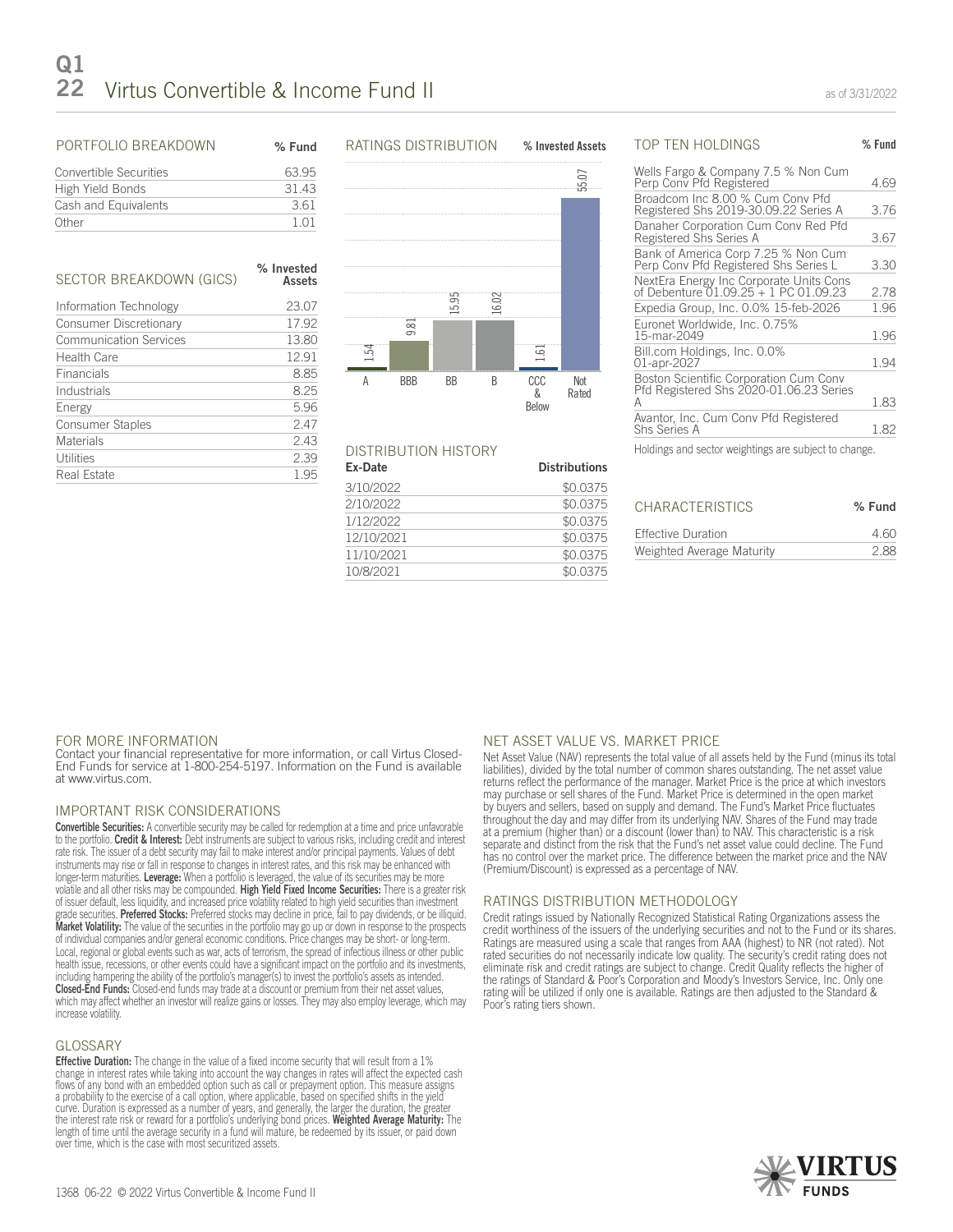# Q1 22 Virtus Convertible & Income Fund II

as of 3/31/2022

## PORTFOLIO BREAKDOWN

| | % Fund |
|---|---|
| Convertible Securities | 63.95 |
| High Yield Bonds | 31.43 |
| Cash and Equivalents | 3.61 |
| Other | 1.01 |

## SECTOR BREAKDOWN (GICS)

| | % Invested Assets |
|---|---|
| Information Technology | 23.07 |
| Consumer Discretionary | 17.92 |
| Communication Services | 13.80 |
| Health Care | 12.91 |
| Financials | 8.85 |
| Industrials | 8.25 |
| Energy | 5.96 |
| Consumer Staples | 2.47 |
| Materials | 2.43 |
| Utilities | 2.39 |
| Real Estate | 1.95 |

## RATINGS DISTRIBUTION

% Invested Assets

A 1.54
BBB 9.81
BB 15.95
B 16.02
CCC & Below 1.61
Not Rated 55.07

## DISTRIBUTION HISTORY

| Ex-Date | Distributions |
|---|---|
| 3/10/2022 | $0.0375 |
| 2/10/2022 | $0.0375 |
| 1/12/2022 | $0.0375 |
| 12/10/2021 | $0.0375 |
| 11/10/2021 | $0.0375 |
| 10/8/2021 | $0.0375 |

## TOP TEN HOLDINGS

| | % Fund |
|---|---|
| Wells Fargo & Company 7.5 % Non Cum Perp Conv Pfd Registered | 4.69 |
| Broadcom Inc 8.00 % Cum Conv Pfd Registered Shs 2019-30.09.22 Series A | 3.76 |
| Danaher Corporation Cum Conv Red Pfd Registered Shs Series A | 3.67 |
| Bank of America Corp 7.25 % Non Cum Perp Conv Pfd Registered Shs Series L | 3.30 |
| NextEra Energy Inc Corporate Units Cons of Debenture 01.09.25 + 1 PC 01.09.23 | 2.78 |
| Expedia Group, Inc. 0.0% 15-feb-2026 | 1.96 |
| Euronet Worldwide, Inc. 0.75% 15-mar-2049 | 1.96 |
| Bill.com Holdings, Inc. 0.0% 01-apr-2027 | 1.94 |
| Boston Scientific Corporation Cum Conv Pfd Registered Shs 2020-01.06.23 Series A | 1.83 |
| Avantor, Inc. Cum Conv Pfd Registered Shs Series A | 1.82 |

Holdings and sector weightings are subject to change.

## CHARACTERISTICS

| | % Fund |
|---|---|
| Effective Duration | 4.60 |
| Weighted Average Maturity | 2.88 |

## FOR MORE INFORMATION

Contact your financial representative for more information, or call Virtus Closed-End Funds for service at 1-800-254-5197. Information on the Fund is available at www.virtus.com.

## IMPORTANT RISK CONSIDERATIONS

**Convertible Securities:** A convertible security may be called for redemption at a time and price unfavorable to the portfolio. **Credit & Interest:** Debt instruments are subject to various risks, including credit and interest rate risk. The issuer of a debt security may fail to make interest and/or principal payments. Values of debt instruments may rise or fall in response to changes in interest rates, and this risk may be enhanced with longer-term maturities. **Leverage:** When a portfolio is leveraged, the value of its securities may be more volatile and all other risks may be compounded. **High Yield Fixed Income Securities:** There is a greater risk of issuer default, less liquidity, and increased price volatility related to high yield securities than investment grade securities. **Preferred Stocks:** Preferred stocks may decline in price, fail to pay dividends, or be illiquid. **Market Volatility:** The value of the securities in the portfolio may go up or down in response to the prospects of individual companies and/or general economic conditions. Price changes may be short- or long-term. Local, regional or global events such as war, acts of terrorism, the spread of infectious illness or other public health issue, recessions, or other events could have a significant impact on the portfolio and its investments, including hampering the ability of the portfolio's manager(s) to invest the portfolio's assets as intended. **Closed-End Funds:** Closed-end funds may trade at a discount or premium from their net asset values, which may affect whether an investor will realize gains or losses. They may also employ leverage, which may increase volatility.

## GLOSSARY

**Effective Duration:** The change in the value of a fixed income security that will result from a 1% change in interest rates while taking into account the way changes in rates will affect the expected cash flows of any bond with an embedded option such as call or prepayment option. This measure assigns a probability to the exercise of a call option, where applicable, based on specified shifts in the yield curve. Duration is expressed as a number of years, and generally, the larger the duration, the greater the interest rate risk or reward for a portfolio's underlying bond prices. **Weighted Average Maturity:** The length of time until the average security in a fund will mature, be redeemed by its issuer, or paid down over time, which is the case with most securitized assets.

## NET ASSET VALUE VS. MARKET PRICE

Net Asset Value (NAV) represents the total value of all assets held by the Fund (minus its total liabilities), divided by the total number of common shares outstanding. The net asset value returns reflect the performance of the manager. Market Price is the price at which investors may purchase or sell shares of the Fund. Market Price is determined in the open market by buyers and sellers, based on supply and demand. The Fund's Market Price fluctuates throughout the day and may differ from its underlying NAV. Shares of the Fund may trade at a premium (higher than) or a discount (lower than) to NAV. This characteristic is a risk separate and distinct from the risk that the Fund's net asset value could decline. The Fund has no control over the market price. The difference between the market price and the NAV (Premium/Discount) is expressed as a percentage of NAV.

## RATINGS DISTRIBUTION METHODOLOGY

Credit ratings issued by Nationally Recognized Statistical Rating Organizations assess the credit worthiness of the issuers of the underlying securities and not to the Fund or its shares. Ratings are measured using a scale that ranges from AAA (highest) to NR (not rated). Not rated securities do not necessarily indicate low quality. The security's credit rating does not eliminate risk and credit ratings are subject to change. Credit Quality reflects the higher of the ratings of Standard & Poor's Corporation and Moody's Investors Service, Inc. Only one rating will be utilized if only one is available. Ratings are then adjusted to the Standard & Poor's rating tiers shown.

1368 06-22 © 2022 Virtus Convertible & Income Fund II

VIRTUS FUNDS